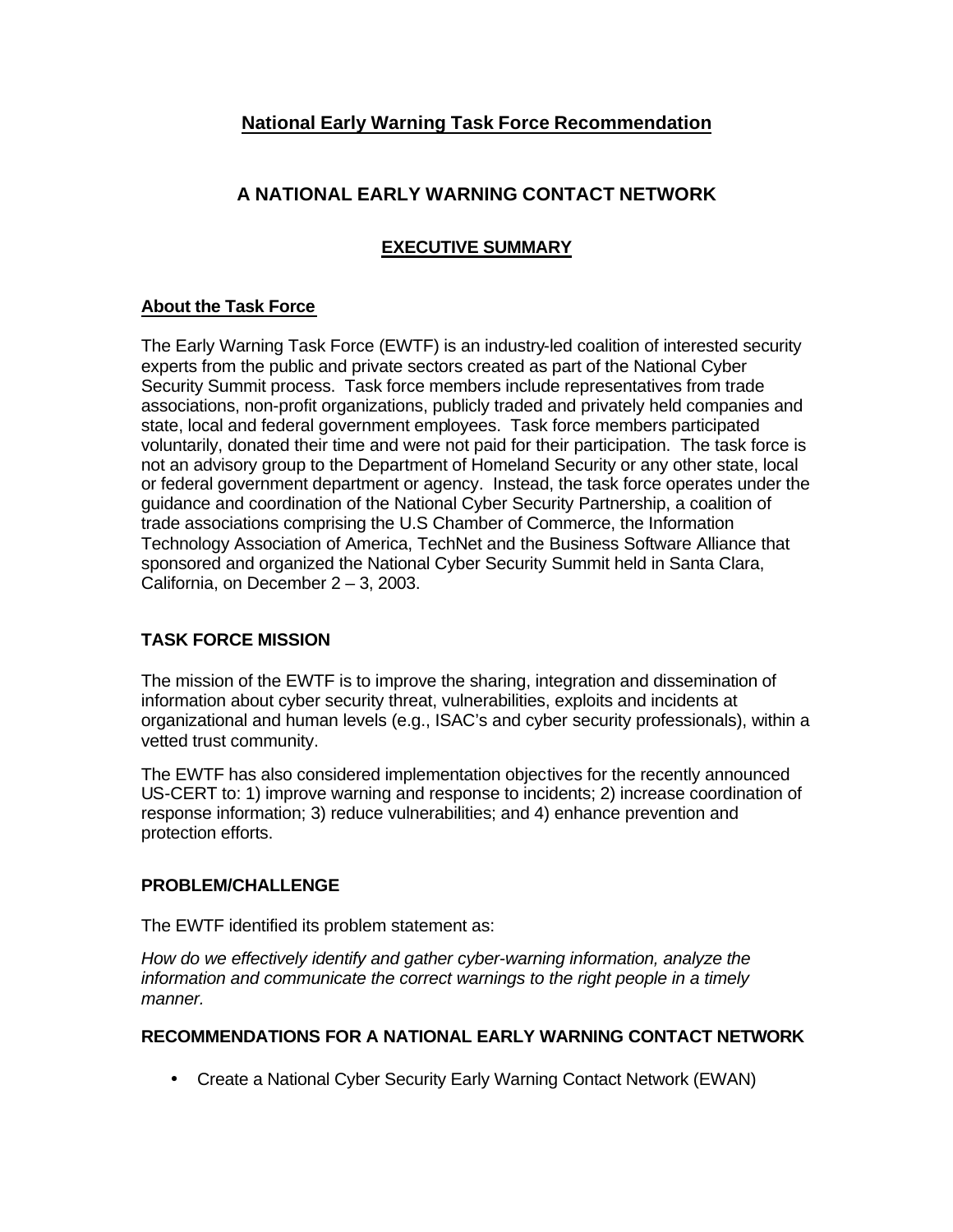# National Early Warning Task Force Recommendation

## A NATIONAL EARLY WARNING CONTACT NETWORK

## EXECUTIVE SUMMARY

### About the Task Force

The Early Warning Task Force (EWTF) is an industry-led coalition of interested security experts from the public and private sectors created as part of the National Cyber Security Summit process. Task force members include representatives from trade associations, non-profit organizations, publicly traded and privately held companies and state, local and federal government employees. Task force members participated voluntarily, donated their time and were not paid for their participation. The task force is not an advisory group to the Department of Homeland Security or any other state, local or federal government department or agency. Instead, the task force operates under the guidance and coordination of the National Cyber Security Partnership, a coalition of trade associations comprising the U.S Chamber of Commerce, the Information Technology Association of America, TechNet and the Business Software Alliance that sponsored and organized the National Cyber Security Summit held in Santa Clara, California, on December 2 – 3, 2003.

### TASK FORCE MISSION

The mission of the EWTF is to improve the sharing, integration and dissemination of information about cyber security threat, vulnerabilities, exploits and incidents at organizational and human levels (e.g., ISAC's and cyber security professionals), within a vetted trust community.

The EWTF has also considered implementation objectives for the recently announced US-CERT to: 1) improve warning and response to incidents; 2) increase coordination of response information; 3) reduce vulnerabilities; and 4) enhance prevention and protection efforts.

### PROBLEM/CHALLENGE

The EWTF identified its problem statement as:

*How do we effectively identify and gather cyber-warning information, analyze the information and communicate the correct warnings to the right people in a timely manner.*

### RECOMMENDATIONS FOR A NATIONAL EARLY WARNING CONTACT NETWORK

- Create a National Cyber Security Early Warning Contact Network (EWAN)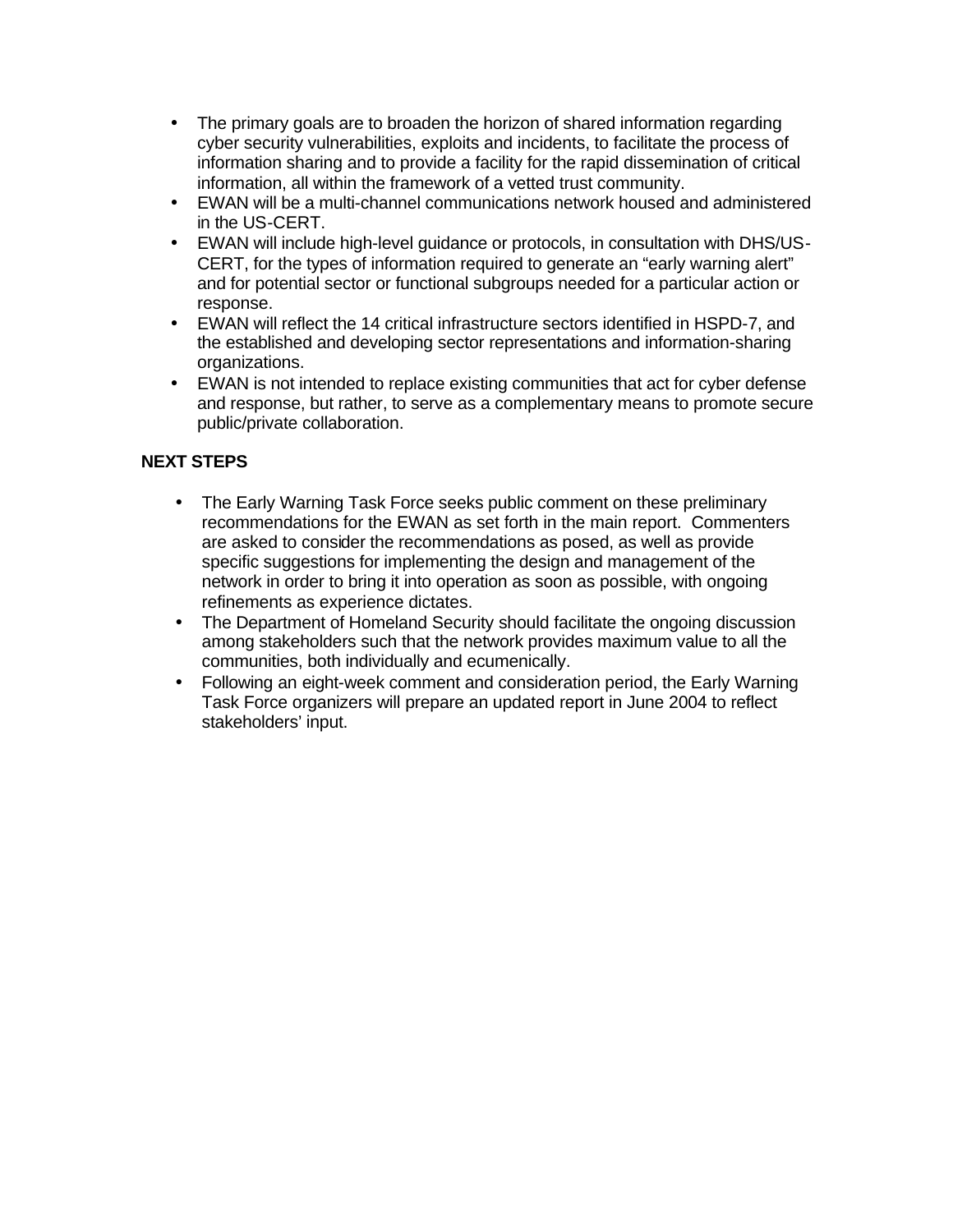- The primary goals are to broaden the horizon of shared information regarding cyber security vulnerabilities, exploits and incidents, to facilitate the process of information sharing and to provide a facility for the rapid dissemination of critical information, all within the framework of a vetted trust community.
- EWAN will be a multi-channel communications network housed and administered in the US-CERT.
- EWAN will include high-level guidance or protocols, in consultation with DHS/US-CERT, for the types of information required to generate an "early warning alert" and for potential sector or functional subgroups needed for a particular action or response.
- EWAN will reflect the 14 critical infrastructure sectors identified in HSPD-7, and the established and developing sector representations and information-sharing organizations.
- EWAN is not intended to replace existing communities that act for cyber defense and response, but rather, to serve as a complementary means to promote secure public/private collaboration.

**NEXT STEPS**

- The Early Warning Task Force seeks public comment on these preliminary recommendations for the EWAN as set forth in the main report. Commenters are asked to consider the recommendations as posed, as well as provide specific suggestions for implementing the design and management of the network in order to bring it into operation as soon as possible, with ongoing refinements as experience dictates.
- The Department of Homeland Security should facilitate the ongoing discussion among stakeholders such that the network provides maximum value to all the communities, both individually and ecumenically.
- Following an eight-week comment and consideration period, the Early Warning Task Force organizers will prepare an updated report in June 2004 to reflect stakeholders' input.